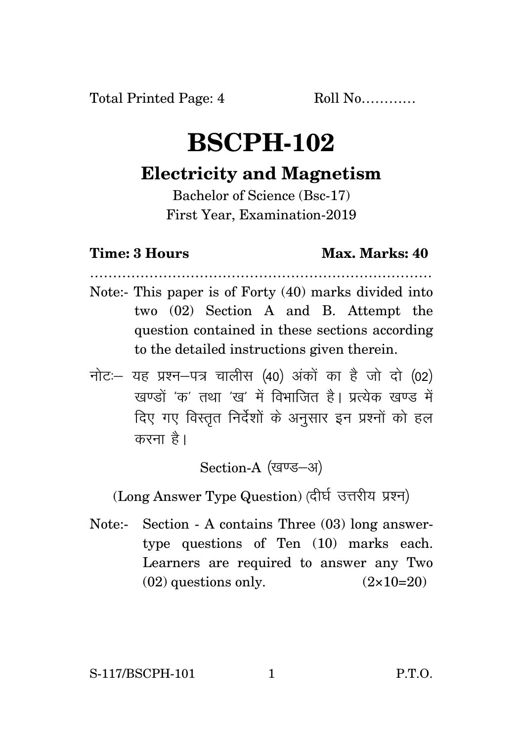Total Printed Page: 4 Roll No…………

# BSCPH-102

## Electricity and Magnetism

Bachelor of Science (Bsc-17)
First Year, Examination-2019

**Time: 3 Hours** **Max. Marks: 40**

…………………………………………………………………

Note:- This paper is of Forty (40) marks divided into two (02) Section A and B. Attempt the question contained in these sections according to the detailed instructions given therein.

नोटः– यह प्रश्न–पत्र चालीस (40) अंकों का है जो दो (02) खण्डों 'क' तथा 'ख' में विभाजित है। प्रत्येक खण्ड में दिए गए विस्तृत निर्देशों के अनुसार इन प्रश्नों को हल करना है।

Section-A (खण्ड–अ)

(Long Answer Type Question) (दीर्घ उत्तरीय प्रश्न)

Note:- Section - A contains Three (03) long answer-type questions of Ten (10) marks each. Learners are required to answer any Two (02) questions only. (2×10=20)

S-117/BSCPH-101 P.T.O.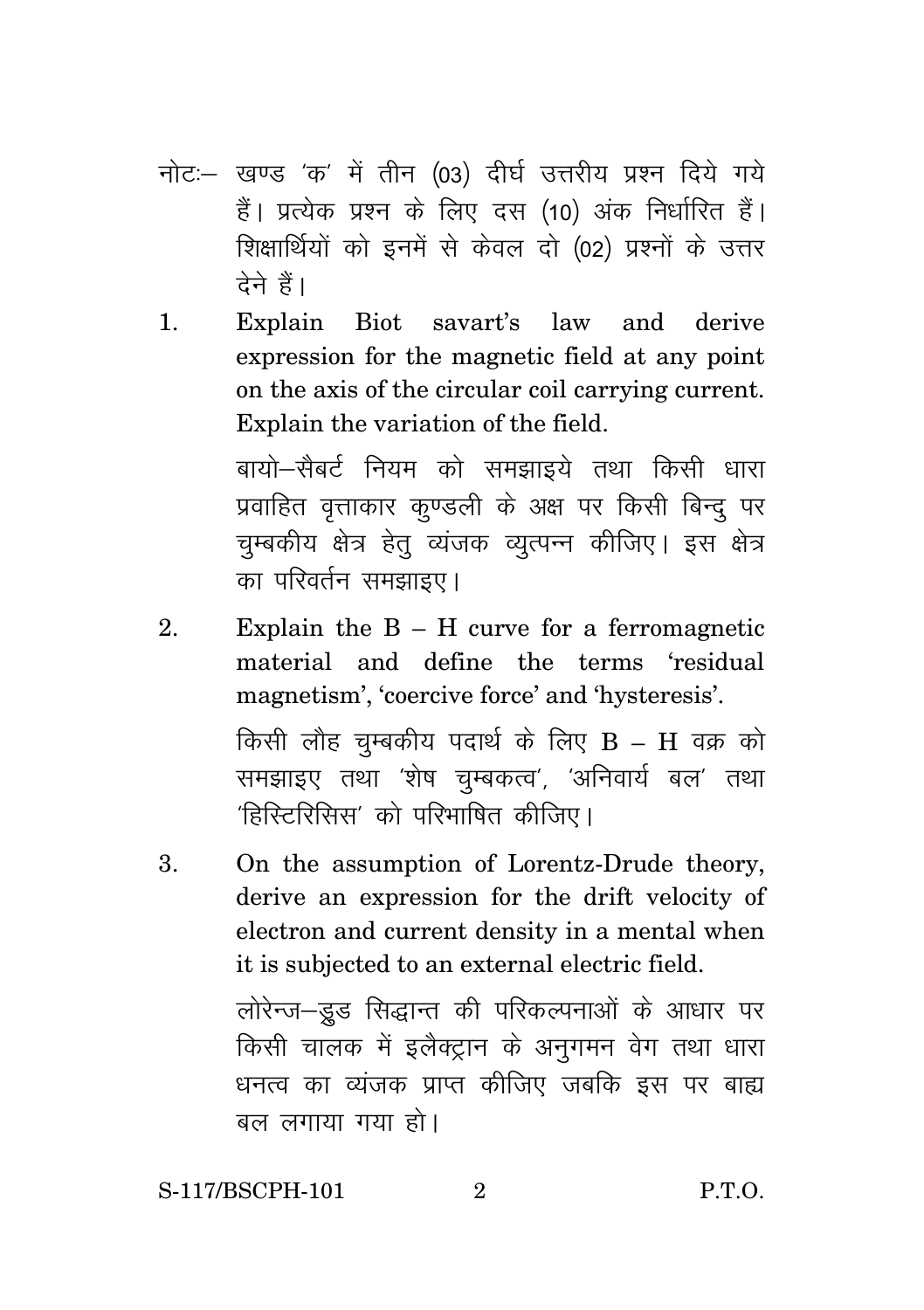नोटः– खण्ड 'क' में तीन (03) दीर्घ उत्तरीय प्रश्न दिये गये हैं। प्रत्येक प्रश्न के लिए दस (10) अंक निर्धारित हैं। शिक्षार्थियों को इनमें से केवल दो (02) प्रश्नों के उत्तर देने हैं।

1. Explain Biot savart's law and derive expression for the magnetic field at any point on the axis of the circular coil carrying current. Explain the variation of the field.

   बायो–सैबर्ट नियम को समझाइये तथा किसी धारा प्रवाहित वृत्ताकार कुण्डली के अक्ष पर किसी बिन्दु पर चुम्बकीय क्षेत्र हेतु व्यंजक व्युत्पन्न कीजिए। इस क्षेत्र का परिवर्तन समझाइए।

2. Explain the B – H curve for a ferromagnetic material and define the terms 'residual magnetism', 'coercive force' and 'hysteresis'.

   किसी लौह चुम्बकीय पदार्थ के लिए B – H वक्र को समझाइए तथा 'शेष चुम्बकत्व', 'अनिवार्य बल' तथा 'हिस्टिरिसिस' को परिभाषित कीजिए।

3. On the assumption of Lorentz-Drude theory, derive an expression for the drift velocity of electron and current density in a mental when it is subjected to an external electric field.

   लोरेन्ज–ड्रुड सिद्धान्त की परिकल्पनाओं के आधार पर किसी चालक में इलैक्ट्रान के अनुगमन वेग तथा धारा घनत्व का व्यंजक प्राप्त कीजिए जबकि इस पर बाह्य बल लगाया गया हो।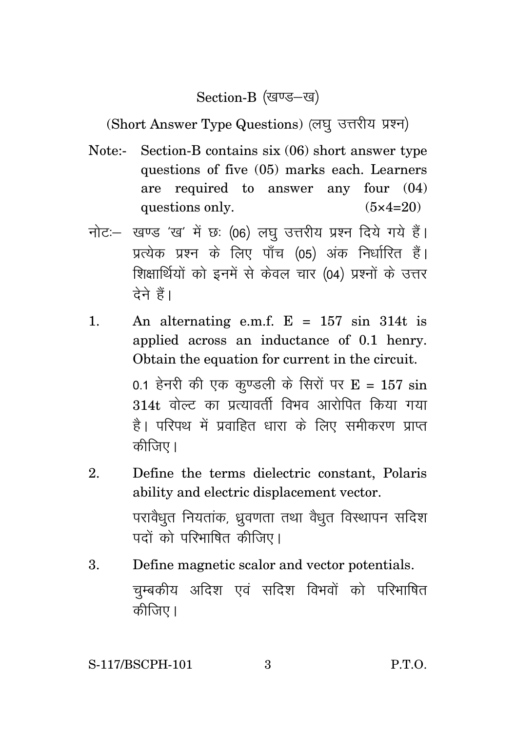## Section-B (खण्ड–ख)

(Short Answer Type Questions) (लघु उत्तरीय प्रश्न)

Note:- Section-B contains six (06) short answer type questions of five (05) marks each. Learners are required to answer any four (04) questions only. (5×4=20)

नोटः– खण्ड 'ख' में छः (06) लघु उत्तरीय प्रश्न दिये गये हैं। प्रत्येक प्रश्न के लिए पाँच (05) अंक निर्धारित हैं। शिक्षार्थियों को इनमें से केवल चार (04) प्रश्नों के उत्तर देने हैं।

1. An alternating e.m.f. $E = 157 \sin 314t$ is applied across an inductance of 0.1 henry. Obtain the equation for current in the circuit.

   0.1 हेनरी की एक कुण्डली के सिरों पर $E = 157 \sin 314t$ वोल्ट का प्रत्यावर्ती विभव आरोपित किया गया है। परिपथ में प्रवाहित धारा के लिए समीकरण प्राप्त कीजिए।

2. Define the terms dielectric constant, Polaris ability and electric displacement vector.

   परावैधुत नियतांक, ध्रुवणता तथा वैधुत विस्थापन सदिश पदों को परिभाषित कीजिए।

3. Define magnetic scalor and vector potentials.

   चुम्बकीय अदिश एवं सदिश विभवों को परिभाषित कीजिए।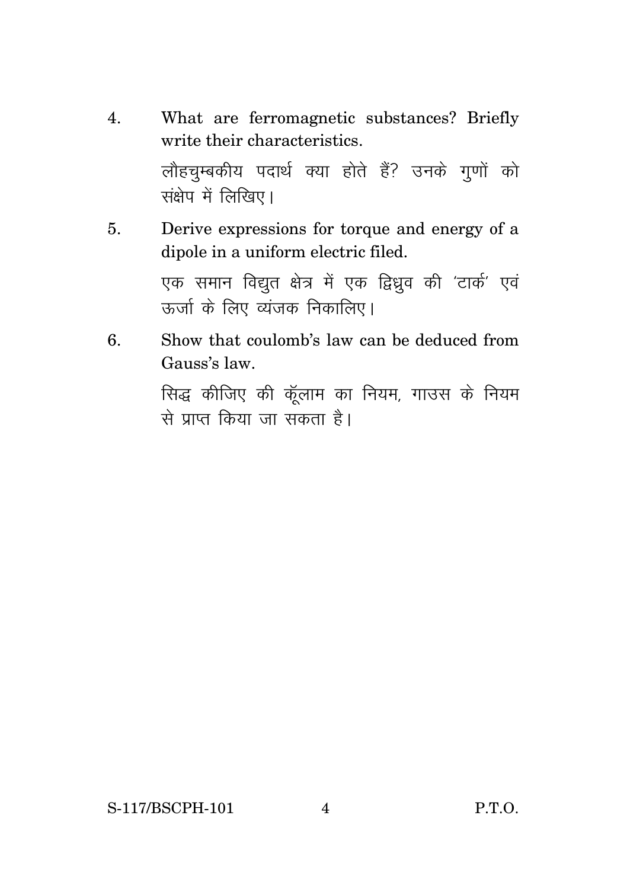4. What are ferromagnetic substances? Briefly write their characteristics.

   लौहचुम्बकीय पदार्थ क्या होते हैं? उनके गुणों को संक्षेप में लिखिए।

5. Derive expressions for torque and energy of a dipole in a uniform electric filed.

   एक समान विद्युत क्षेत्र में एक द्विध्रुव की 'टार्क' एवं ऊर्जा के लिए व्यंजक निकालिए।

6. Show that coulomb's law can be deduced from Gauss's law.

   सिद्ध कीजिए की कूॅलाम का नियम, गाउस के नियम से प्राप्त किया जा सकता है।